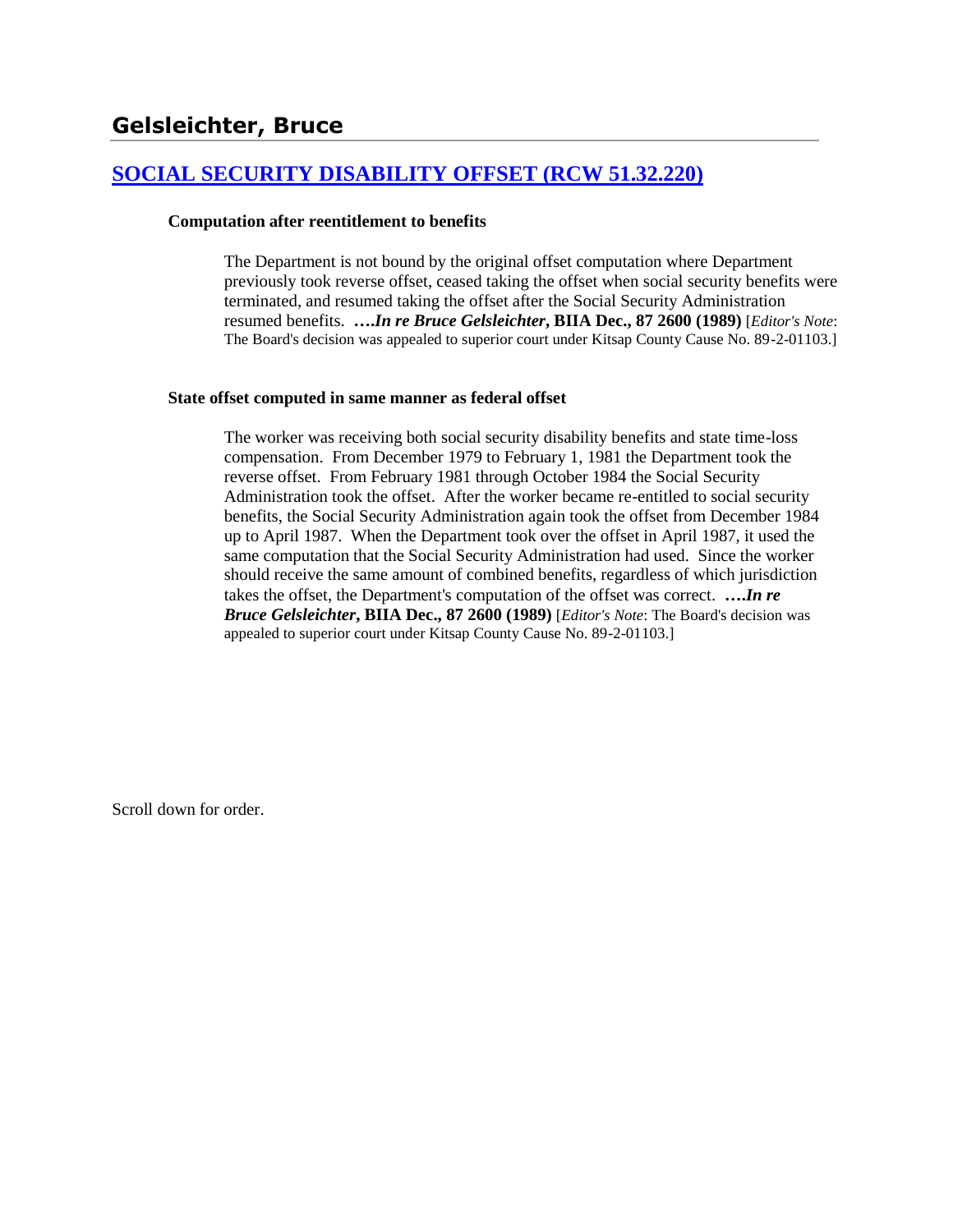# Gelsleichter, Bruce

## [SOCIAL SECURITY DISABILITY OFFSET (RCW 51.32.220)]

**Computation after reentitlement to benefits**

> The Department is not bound by the original offset computation where Department previously took reverse offset, ceased taking the offset when social security benefits were terminated, and resumed taking the offset after the Social Security Administration resumed benefits. ***….In re Bruce Gelsleichter*, BIIA Dec., 87 2600 (1989)** [*Editor's Note*: The Board's decision was appealed to superior court under Kitsap County Cause No. 89-2-01103.]

**State offset computed in same manner as federal offset**

> The worker was receiving both social security disability benefits and state time-loss compensation. From December 1979 to February 1, 1981 the Department took the reverse offset. From February 1981 through October 1984 the Social Security Administration took the offset. After the worker became re-entitled to social security benefits, the Social Security Administration again took the offset from December 1984 up to April 1987. When the Department took over the offset in April 1987, it used the same computation that the Social Security Administration had used. Since the worker should receive the same amount of combined benefits, regardless of which jurisdiction takes the offset, the Department's computation of the offset was correct. ***….In re Bruce Gelsleichter*, BIIA Dec., 87 2600 (1989)** [*Editor's Note*: The Board's decision was appealed to superior court under Kitsap County Cause No. 89-2-01103.]

Scroll down for order.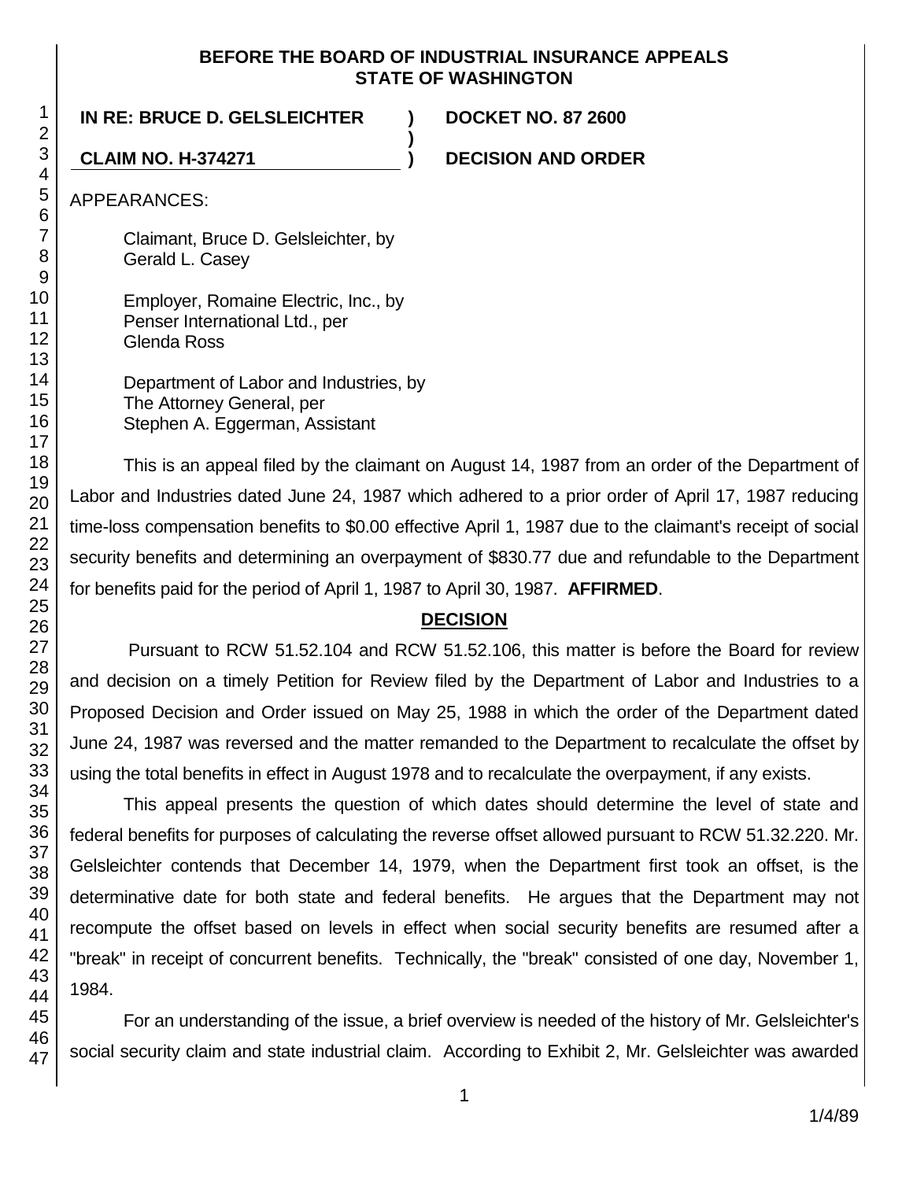BEFORE THE BOARD OF INDUSTRIAL INSURANCE APPEALS
STATE OF WASHINGTON

**IN RE: BRUCE D. GELSLEICHTER** ) **DOCKET NO. 87 2600**
)
**CLAIM NO. H-374271** ) **DECISION AND ORDER**

APPEARANCES:

Claimant, Bruce D. Gelsleichter, by
Gerald L. Casey

Employer, Romaine Electric, Inc., by
Penser International Ltd., per
Glenda Ross

Department of Labor and Industries, by
The Attorney General, per
Stephen A. Eggerman, Assistant

This is an appeal filed by the claimant on August 14, 1987 from an order of the Department of Labor and Industries dated June 24, 1987 which adhered to a prior order of April 17, 1987 reducing time-loss compensation benefits to $0.00 effective April 1, 1987 due to the claimant's receipt of social security benefits and determining an overpayment of $830.77 due and refundable to the Department for benefits paid for the period of April 1, 1987 to April 30, 1987. **AFFIRMED**.

## DECISION

Pursuant to RCW 51.52.104 and RCW 51.52.106, this matter is before the Board for review and decision on a timely Petition for Review filed by the Department of Labor and Industries to a Proposed Decision and Order issued on May 25, 1988 in which the order of the Department dated June 24, 1987 was reversed and the matter remanded to the Department to recalculate the offset by using the total benefits in effect in August 1978 and to recalculate the overpayment, if any exists.

This appeal presents the question of which dates should determine the level of state and federal benefits for purposes of calculating the reverse offset allowed pursuant to RCW 51.32.220. Mr. Gelsleichter contends that December 14, 1979, when the Department first took an offset, is the determinative date for both state and federal benefits. He argues that the Department may not recompute the offset based on levels in effect when social security benefits are resumed after a "break" in receipt of concurrent benefits. Technically, the "break" consisted of one day, November 1, 1984.

For an understanding of the issue, a brief overview is needed of the history of Mr. Gelsleichter's social security claim and state industrial claim. According to Exhibit 2, Mr. Gelsleichter was awarded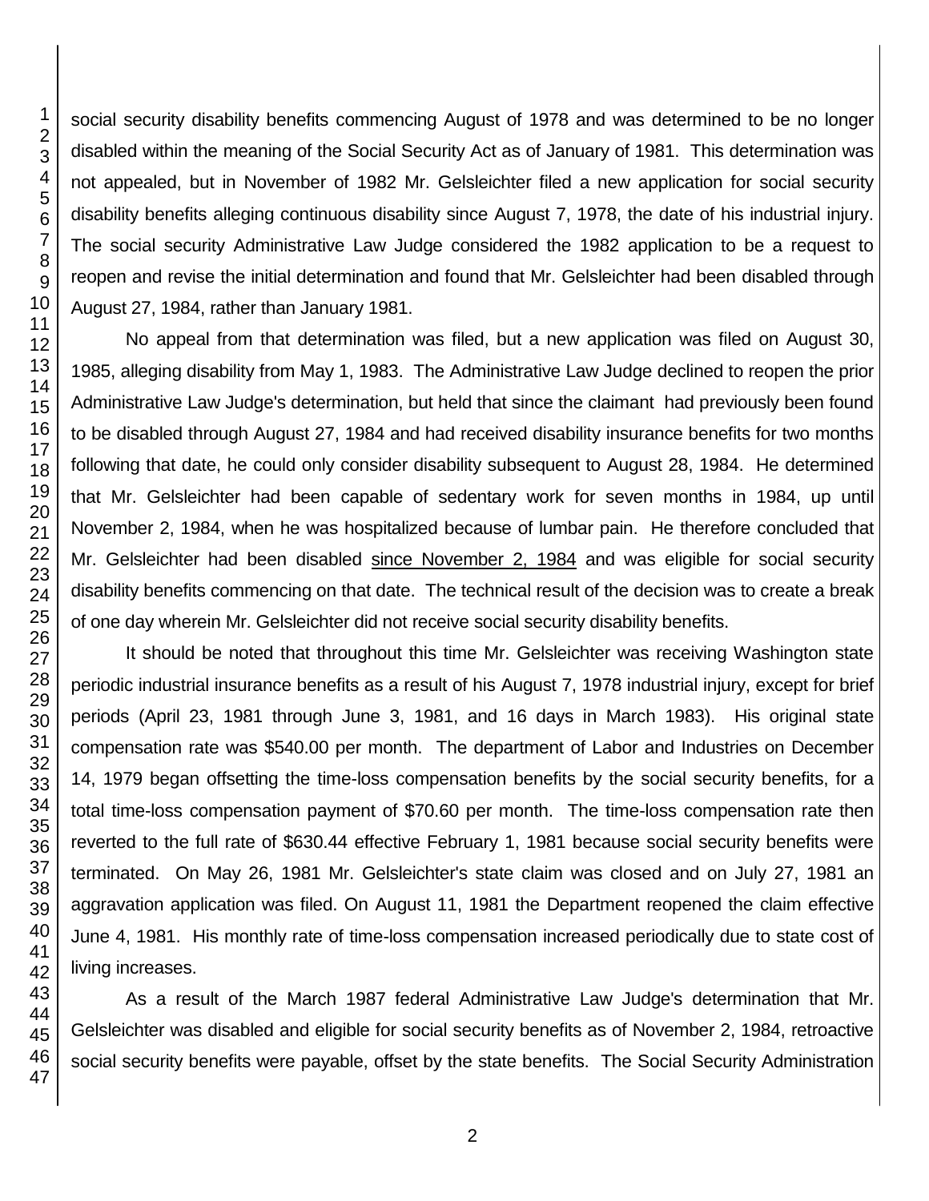social security disability benefits commencing August of 1978 and was determined to be no longer disabled within the meaning of the Social Security Act as of January of 1981. This determination was not appealed, but in November of 1982 Mr. Gelsleichter filed a new application for social security disability benefits alleging continuous disability since August 7, 1978, the date of his industrial injury. The social security Administrative Law Judge considered the 1982 application to be a request to reopen and revise the initial determination and found that Mr. Gelsleichter had been disabled through August 27, 1984, rather than January 1981.

No appeal from that determination was filed, but a new application was filed on August 30, 1985, alleging disability from May 1, 1983. The Administrative Law Judge declined to reopen the prior Administrative Law Judge's determination, but held that since the claimant had previously been found to be disabled through August 27, 1984 and had received disability insurance benefits for two months following that date, he could only consider disability subsequent to August 28, 1984. He determined that Mr. Gelsleichter had been capable of sedentary work for seven months in 1984, up until November 2, 1984, when he was hospitalized because of lumbar pain. He therefore concluded that Mr. Gelsleichter had been disabled since November 2, 1984 and was eligible for social security disability benefits commencing on that date. The technical result of the decision was to create a break of one day wherein Mr. Gelsleichter did not receive social security disability benefits.

It should be noted that throughout this time Mr. Gelsleichter was receiving Washington state periodic industrial insurance benefits as a result of his August 7, 1978 industrial injury, except for brief periods (April 23, 1981 through June 3, 1981, and 16 days in March 1983). His original state compensation rate was $540.00 per month. The department of Labor and Industries on December 14, 1979 began offsetting the time-loss compensation benefits by the social security benefits, for a total time-loss compensation payment of $70.60 per month. The time-loss compensation rate then reverted to the full rate of $630.44 effective February 1, 1981 because social security benefits were terminated. On May 26, 1981 Mr. Gelsleichter's state claim was closed and on July 27, 1981 an aggravation application was filed. On August 11, 1981 the Department reopened the claim effective June 4, 1981. His monthly rate of time-loss compensation increased periodically due to state cost of living increases.

As a result of the March 1987 federal Administrative Law Judge's determination that Mr. Gelsleichter was disabled and eligible for social security benefits as of November 2, 1984, retroactive social security benefits were payable, offset by the state benefits. The Social Security Administration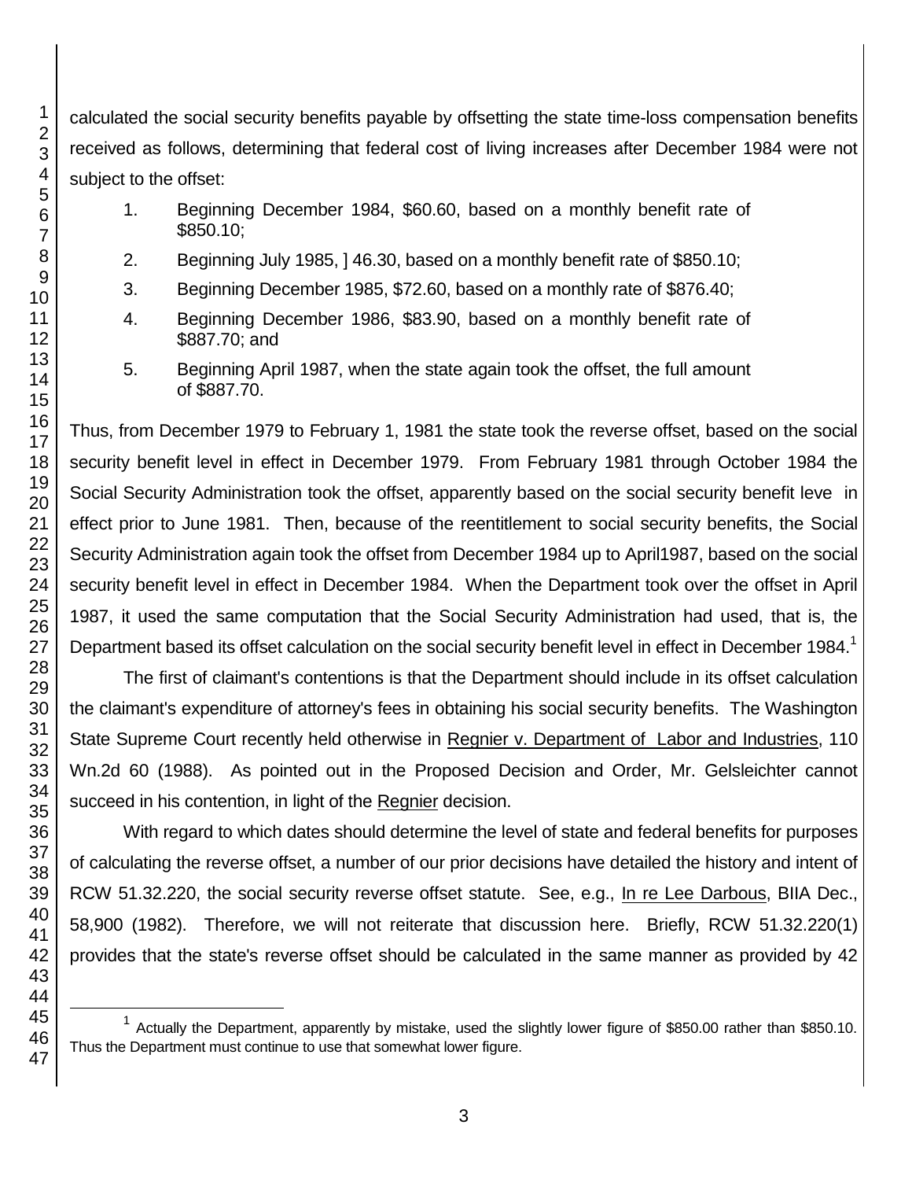calculated the social security benefits payable by offsetting the state time-loss compensation benefits received as follows, determining that federal cost of living increases after December 1984 were not subject to the offset:

1. Beginning December 1984, $60.60, based on a monthly benefit rate of $850.10;
2. Beginning July 1985, ] 46.30, based on a monthly benefit rate of $850.10;
3. Beginning December 1985, $72.60, based on a monthly rate of $876.40;
4. Beginning December 1986, $83.90, based on a monthly benefit rate of $887.70; and
5. Beginning April 1987, when the state again took the offset, the full amount of $887.70.

Thus, from December 1979 to February 1, 1981 the state took the reverse offset, based on the social security benefit level in effect in December 1979. From February 1981 through October 1984 the Social Security Administration took the offset, apparently based on the social security benefit leve in effect prior to June 1981. Then, because of the reentitlement to social security benefits, the Social Security Administration again took the offset from December 1984 up to April1987, based on the social security benefit level in effect in December 1984. When the Department took over the offset in April 1987, it used the same computation that the Social Security Administration had used, that is, the Department based its offset calculation on the social security benefit level in effect in December 1984.[1]

The first of claimant's contentions is that the Department should include in its offset calculation the claimant's expenditure of attorney's fees in obtaining his social security benefits. The Washington State Supreme Court recently held otherwise in Regnier v. Department of Labor and Industries, 110 Wn.2d 60 (1988). As pointed out in the Proposed Decision and Order, Mr. Gelsleichter cannot succeed in his contention, in light of the Regnier decision.

With regard to which dates should determine the level of state and federal benefits for purposes of calculating the reverse offset, a number of our prior decisions have detailed the history and intent of RCW 51.32.220, the social security reverse offset statute. See, e.g., In re Lee Darbous, BIIA Dec., 58,900 (1982). Therefore, we will not reiterate that discussion here. Briefly, RCW 51.32.220(1) provides that the state's reverse offset should be calculated in the same manner as provided by 42

[1] Actually the Department, apparently by mistake, used the slightly lower figure of $850.00 rather than $850.10. Thus the Department must continue to use that somewhat lower figure.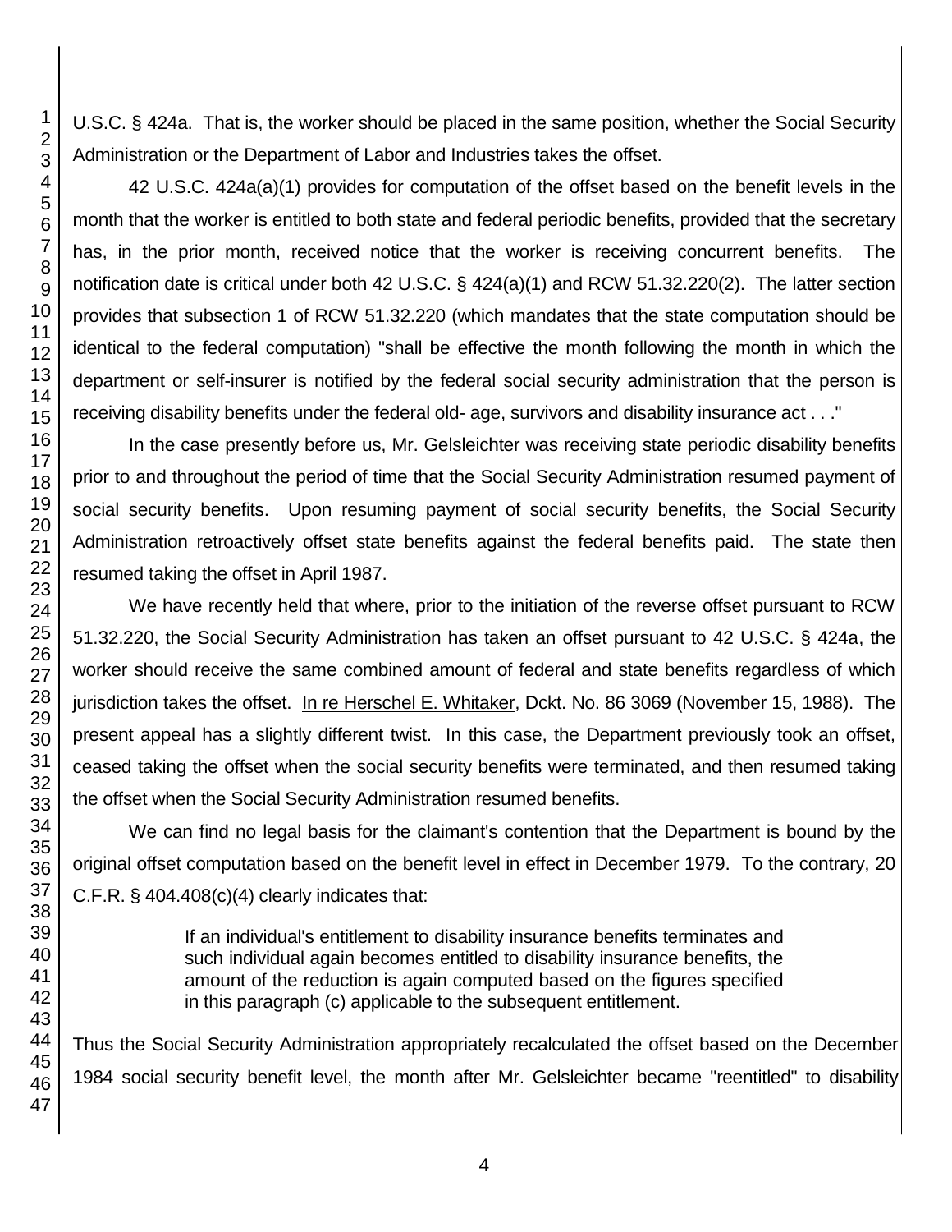U.S.C. § 424a. That is, the worker should be placed in the same position, whether the Social Security Administration or the Department of Labor and Industries takes the offset.

42 U.S.C. 424a(a)(1) provides for computation of the offset based on the benefit levels in the month that the worker is entitled to both state and federal periodic benefits, provided that the secretary has, in the prior month, received notice that the worker is receiving concurrent benefits. The notification date is critical under both 42 U.S.C. § 424(a)(1) and RCW 51.32.220(2). The latter section provides that subsection 1 of RCW 51.32.220 (which mandates that the state computation should be identical to the federal computation) "shall be effective the month following the month in which the department or self-insurer is notified by the federal social security administration that the person is receiving disability benefits under the federal old- age, survivors and disability insurance act . . ."

In the case presently before us, Mr. Gelsleichter was receiving state periodic disability benefits prior to and throughout the period of time that the Social Security Administration resumed payment of social security benefits. Upon resuming payment of social security benefits, the Social Security Administration retroactively offset state benefits against the federal benefits paid. The state then resumed taking the offset in April 1987.

We have recently held that where, prior to the initiation of the reverse offset pursuant to RCW 51.32.220, the Social Security Administration has taken an offset pursuant to 42 U.S.C. § 424a, the worker should receive the same combined amount of federal and state benefits regardless of which jurisdiction takes the offset. In re Herschel E. Whitaker, Dckt. No. 86 3069 (November 15, 1988). The present appeal has a slightly different twist. In this case, the Department previously took an offset, ceased taking the offset when the social security benefits were terminated, and then resumed taking the offset when the Social Security Administration resumed benefits.

We can find no legal basis for the claimant's contention that the Department is bound by the original offset computation based on the benefit level in effect in December 1979. To the contrary, 20 C.F.R. § 404.408(c)(4) clearly indicates that:

> If an individual's entitlement to disability insurance benefits terminates and such individual again becomes entitled to disability insurance benefits, the amount of the reduction is again computed based on the figures specified in this paragraph (c) applicable to the subsequent entitlement.

Thus the Social Security Administration appropriately recalculated the offset based on the December 1984 social security benefit level, the month after Mr. Gelsleichter became "reentitled" to disability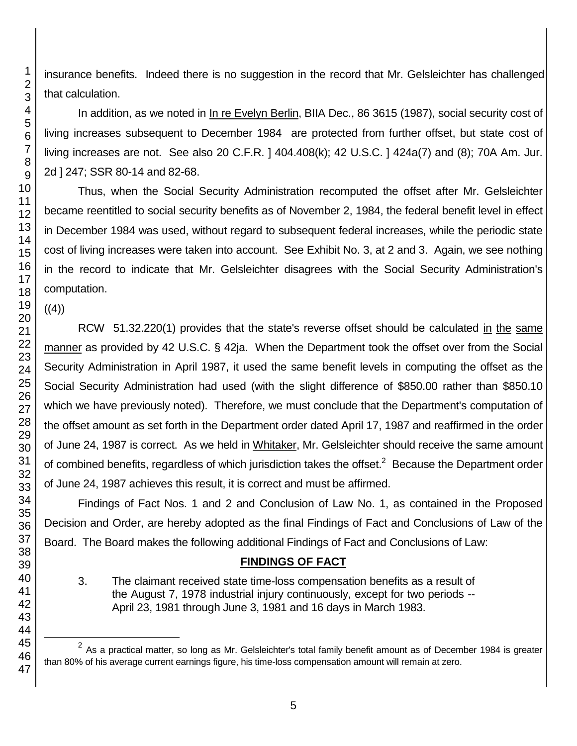insurance benefits. Indeed there is no suggestion in the record that Mr. Gelsleichter has challenged that calculation.

In addition, as we noted in In re Evelyn Berlin, BIIA Dec., 86 3615 (1987), social security cost of living increases subsequent to December 1984 are protected from further offset, but state cost of living increases are not. See also 20 C.F.R. ] 404.408(k); 42 U.S.C. ] 424a(7) and (8); 70A Am. Jur. 2d ] 247; SSR 80-14 and 82-68.

Thus, when the Social Security Administration recomputed the offset after Mr. Gelsleichter became reentitled to social security benefits as of November 2, 1984, the federal benefit level in effect in December 1984 was used, without regard to subsequent federal increases, while the periodic state cost of living increases were taken into account. See Exhibit No. 3, at 2 and 3. Again, we see nothing in the record to indicate that Mr. Gelsleichter disagrees with the Social Security Administration's computation.

((4))

RCW 51.32.220(1) provides that the state's reverse offset should be calculated in the same manner as provided by 42 U.S.C. § 42ja. When the Department took the offset over from the Social Security Administration in April 1987, it used the same benefit levels in computing the offset as the Social Security Administration had used (with the slight difference of $850.00 rather than $850.10 which we have previously noted). Therefore, we must conclude that the Department's computation of the offset amount as set forth in the Department order dated April 17, 1987 and reaffirmed in the order of June 24, 1987 is correct. As we held in Whitaker, Mr. Gelsleichter should receive the same amount of combined benefits, regardless of which jurisdiction takes the offset.[2] Because the Department order of June 24, 1987 achieves this result, it is correct and must be affirmed.

Findings of Fact Nos. 1 and 2 and Conclusion of Law No. 1, as contained in the Proposed Decision and Order, are hereby adopted as the final Findings of Fact and Conclusions of Law of the Board. The Board makes the following additional Findings of Fact and Conclusions of Law:

## FINDINGS OF FACT

3. The claimant received state time-loss compensation benefits as a result of the August 7, 1978 industrial injury continuously, except for two periods -- April 23, 1981 through June 3, 1981 and 16 days in March 1983.

---

[2] As a practical matter, so long as Mr. Gelsleichter's total family benefit amount as of December 1984 is greater than 80% of his average current earnings figure, his time-loss compensation amount will remain at zero.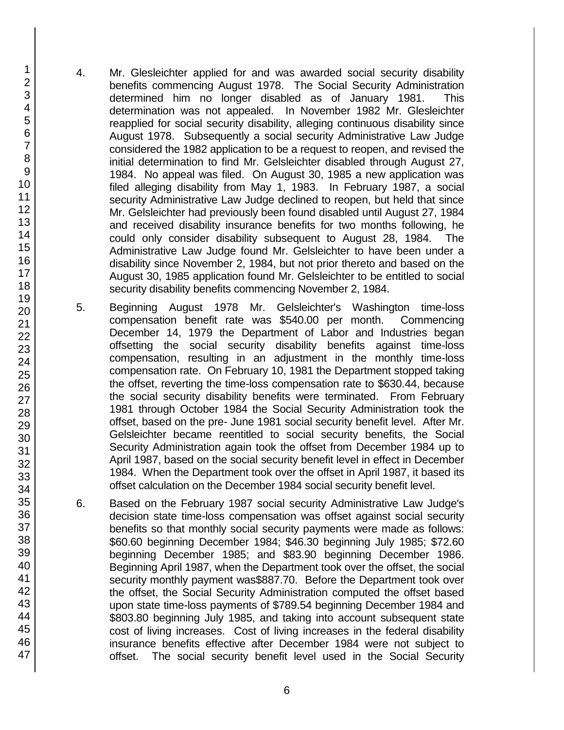4. Mr. Glesleichter applied for and was awarded social security disability benefits commencing August 1978. The Social Security Administration determined him no longer disabled as of January 1981. This determination was not appealed. In November 1982 Mr. Glesleichter reapplied for social security disability, alleging continuous disability since August 1978. Subsequently a social security Administrative Law Judge considered the 1982 application to be a request to reopen, and revised the initial determination to find Mr. Gelsleichter disabled through August 27, 1984. No appeal was filed. On August 30, 1985 a new application was filed alleging disability from May 1, 1983. In February 1987, a social security Administrative Law Judge declined to reopen, but held that since Mr. Gelsleichter had previously been found disabled until August 27, 1984 and received disability insurance benefits for two months following, he could only consider disability subsequent to August 28, 1984. The Administrative Law Judge found Mr. Gelsleichter to have been under a disability since November 2, 1984, but not prior thereto and based on the August 30, 1985 application found Mr. Gelsleichter to be entitled to social security disability benefits commencing November 2, 1984.

5. Beginning August 1978 Mr. Gelsleichter's Washington time-loss compensation benefit rate was $540.00 per month. Commencing December 14, 1979 the Department of Labor and Industries began offsetting the social security disability benefits against time-loss compensation, resulting in an adjustment in the monthly time-loss compensation rate. On February 10, 1981 the Department stopped taking the offset, reverting the time-loss compensation rate to $630.44, because the social security disability benefits were terminated. From February 1981 through October 1984 the Social Security Administration took the offset, based on the pre- June 1981 social security benefit level. After Mr. Gelsleichter became reentitled to social security benefits, the Social Security Administration again took the offset from December 1984 up to April 1987, based on the social security benefit level in effect in December 1984. When the Department took over the offset in April 1987, it based its offset calculation on the December 1984 social security benefit level.

6. Based on the February 1987 social security Administrative Law Judge's decision state time-loss compensation was offset against social security benefits so that monthly social security payments were made as follows: $60.60 beginning December 1984; $46.30 beginning July 1985; $72.60 beginning December 1985; and $83.90 beginning December 1986. Beginning April 1987, when the Department took over the offset, the social security monthly payment was$887.70. Before the Department took over the offset, the Social Security Administration computed the offset based upon state time-loss payments of $789.54 beginning December 1984 and $803.80 beginning July 1985, and taking into account subsequent state cost of living increases. Cost of living increases in the federal disability insurance benefits effective after December 1984 were not subject to offset. The social security benefit level used in the Social Security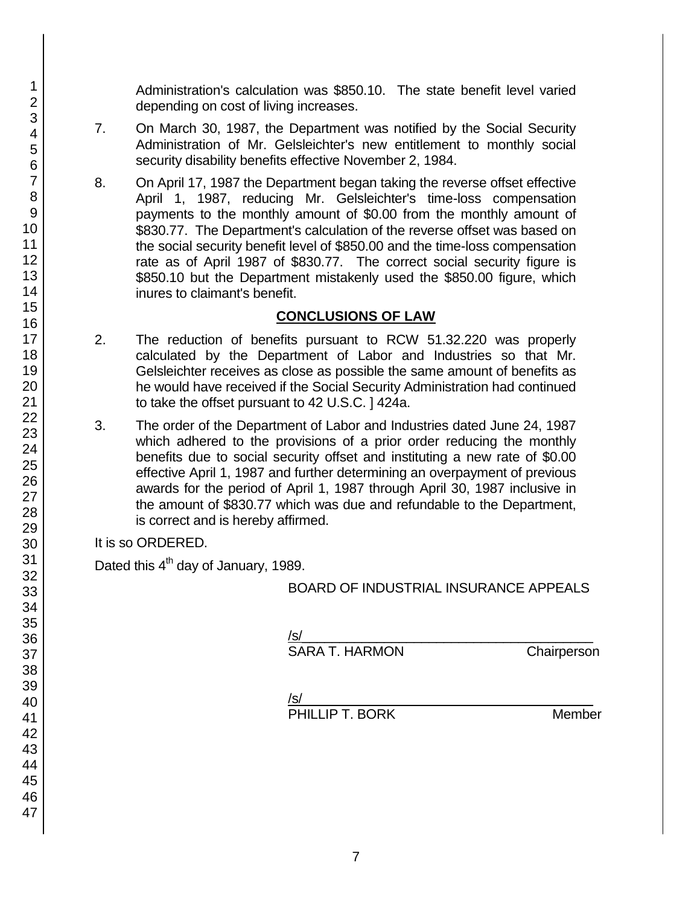Administration's calculation was $850.10. The state benefit level varied depending on cost of living increases.

7. On March 30, 1987, the Department was notified by the Social Security Administration of Mr. Gelsleichter's new entitlement to monthly social security disability benefits effective November 2, 1984.

8. On April 17, 1987 the Department began taking the reverse offset effective April 1, 1987, reducing Mr. Gelsleichter's time-loss compensation payments to the monthly amount of $0.00 from the monthly amount of $830.77. The Department's calculation of the reverse offset was based on the social security benefit level of $850.00 and the time-loss compensation rate as of April 1987 of $830.77. The correct social security figure is $850.10 but the Department mistakenly used the $850.00 figure, which inures to claimant's benefit.

## CONCLUSIONS OF LAW

2. The reduction of benefits pursuant to RCW 51.32.220 was properly calculated by the Department of Labor and Industries so that Mr. Gelsleichter receives as close as possible the same amount of benefits as he would have received if the Social Security Administration had continued to take the offset pursuant to 42 U.S.C. ] 424a.

3. The order of the Department of Labor and Industries dated June 24, 1987 which adhered to the provisions of a prior order reducing the monthly benefits due to social security offset and instituting a new rate of $0.00 effective April 1, 1987 and further determining an overpayment of previous awards for the period of April 1, 1987 through April 30, 1987 inclusive in the amount of $830.77 which was due and refundable to the Department, is correct and is hereby affirmed.

It is so ORDERED.

Dated this 4th day of January, 1989.

BOARD OF INDUSTRIAL INSURANCE APPEALS

/s/
SARA T. HARMON Chairperson

/s/
PHILLIP T. BORK Member